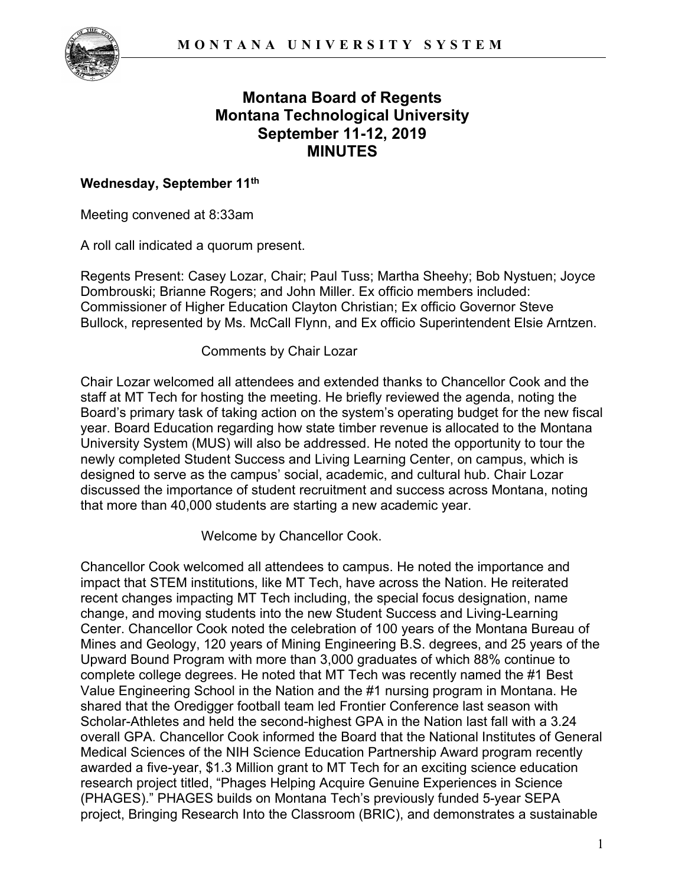# Montana Board of Regents
# Montana Technological University
# September 11-12, 2019
# MINUTES

**Wednesday, September 11th**

Meeting convened at 8:33am

A roll call indicated a quorum present.

Regents Present: Casey Lozar, Chair; Paul Tuss; Martha Sheehy; Bob Nystuen; Joyce Dombrouski; Brianne Rogers; and John Miller. Ex officio members included: Commissioner of Higher Education Clayton Christian; Ex officio Governor Steve Bullock, represented by Ms. McCall Flynn, and Ex officio Superintendent Elsie Arntzen.

Comments by Chair Lozar

Chair Lozar welcomed all attendees and extended thanks to Chancellor Cook and the staff at MT Tech for hosting the meeting. He briefly reviewed the agenda, noting the Board's primary task of taking action on the system's operating budget for the new fiscal year. Board Education regarding how state timber revenue is allocated to the Montana University System (MUS) will also be addressed. He noted the opportunity to tour the newly completed Student Success and Living Learning Center, on campus, which is designed to serve as the campus' social, academic, and cultural hub. Chair Lozar discussed the importance of student recruitment and success across Montana, noting that more than 40,000 students are starting a new academic year.

Welcome by Chancellor Cook.

Chancellor Cook welcomed all attendees to campus. He noted the importance and impact that STEM institutions, like MT Tech, have across the Nation. He reiterated recent changes impacting MT Tech including, the special focus designation, name change, and moving students into the new Student Success and Living-Learning Center. Chancellor Cook noted the celebration of 100 years of the Montana Bureau of Mines and Geology, 120 years of Mining Engineering B.S. degrees, and 25 years of the Upward Bound Program with more than 3,000 graduates of which 88% continue to complete college degrees. He noted that MT Tech was recently named the #1 Best Value Engineering School in the Nation and the #1 nursing program in Montana. He shared that the Oredigger football team led Frontier Conference last season with Scholar-Athletes and held the second-highest GPA in the Nation last fall with a 3.24 overall GPA. Chancellor Cook informed the Board that the National Institutes of General Medical Sciences of the NIH Science Education Partnership Award program recently awarded a five-year, $1.3 Million grant to MT Tech for an exciting science education research project titled, "Phages Helping Acquire Genuine Experiences in Science (PHAGES)." PHAGES builds on Montana Tech's previously funded 5-year SEPA project, Bringing Research Into the Classroom (BRIC), and demonstrates a sustainable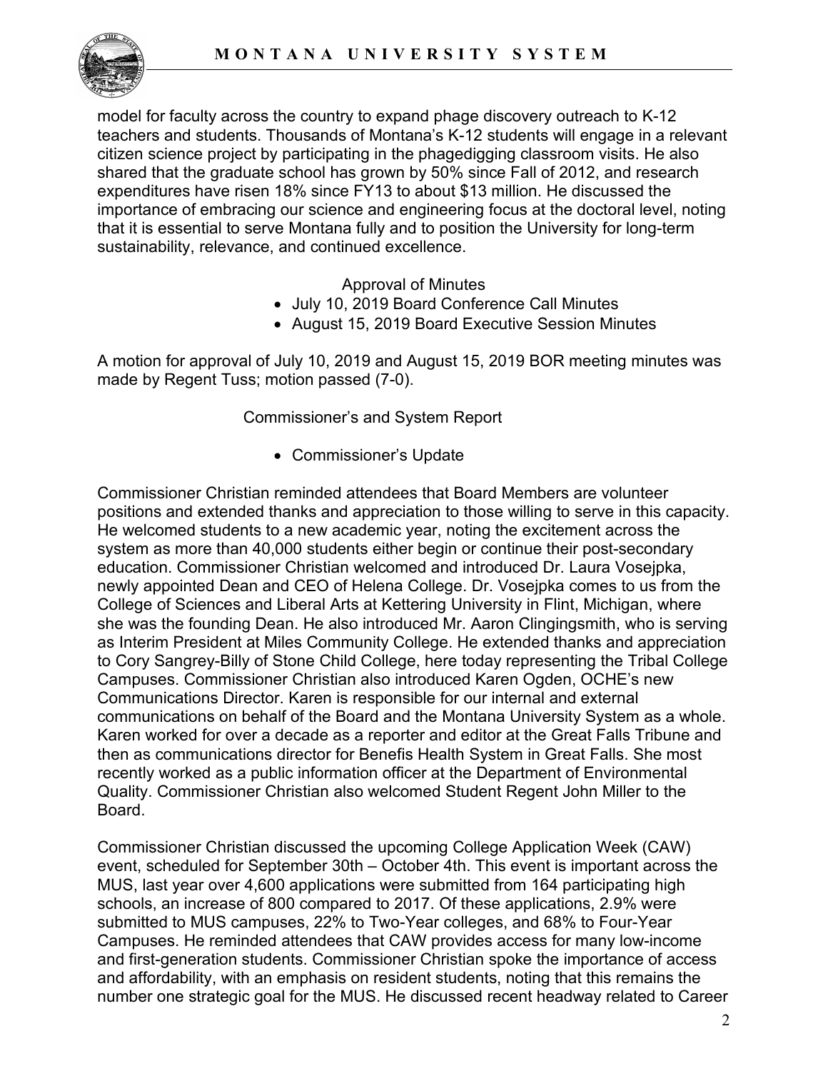model for faculty across the country to expand phage discovery outreach to K-12 teachers and students. Thousands of Montana's K-12 students will engage in a relevant citizen science project by participating in the phagedigging classroom visits. He also shared that the graduate school has grown by 50% since Fall of 2012, and research expenditures have risen 18% since FY13 to about $13 million. He discussed the importance of embracing our science and engineering focus at the doctoral level, noting that it is essential to serve Montana fully and to position the University for long-term sustainability, relevance, and continued excellence.

### Approval of Minutes

- July 10, 2019 Board Conference Call Minutes
- August 15, 2019 Board Executive Session Minutes

A motion for approval of July 10, 2019 and August 15, 2019 BOR meeting minutes was made by Regent Tuss; motion passed (7-0).

### Commissioner's and System Report

- Commissioner's Update

Commissioner Christian reminded attendees that Board Members are volunteer positions and extended thanks and appreciation to those willing to serve in this capacity. He welcomed students to a new academic year, noting the excitement across the system as more than 40,000 students either begin or continue their post-secondary education. Commissioner Christian welcomed and introduced Dr. Laura Vosejpka, newly appointed Dean and CEO of Helena College. Dr. Vosejpka comes to us from the College of Sciences and Liberal Arts at Kettering University in Flint, Michigan, where she was the founding Dean. He also introduced Mr. Aaron Clingingsmith, who is serving as Interim President at Miles Community College. He extended thanks and appreciation to Cory Sangrey-Billy of Stone Child College, here today representing the Tribal College Campuses. Commissioner Christian also introduced Karen Ogden, OCHE's new Communications Director. Karen is responsible for our internal and external communications on behalf of the Board and the Montana University System as a whole. Karen worked for over a decade as a reporter and editor at the Great Falls Tribune and then as communications director for Benefis Health System in Great Falls. She most recently worked as a public information officer at the Department of Environmental Quality. Commissioner Christian also welcomed Student Regent John Miller to the Board.

Commissioner Christian discussed the upcoming College Application Week (CAW) event, scheduled for September 30th – October 4th. This event is important across the MUS, last year over 4,600 applications were submitted from 164 participating high schools, an increase of 800 compared to 2017. Of these applications, 2.9% were submitted to MUS campuses, 22% to Two-Year colleges, and 68% to Four-Year Campuses. He reminded attendees that CAW provides access for many low-income and first-generation students. Commissioner Christian spoke the importance of access and affordability, with an emphasis on resident students, noting that this remains the number one strategic goal for the MUS. He discussed recent headway related to Career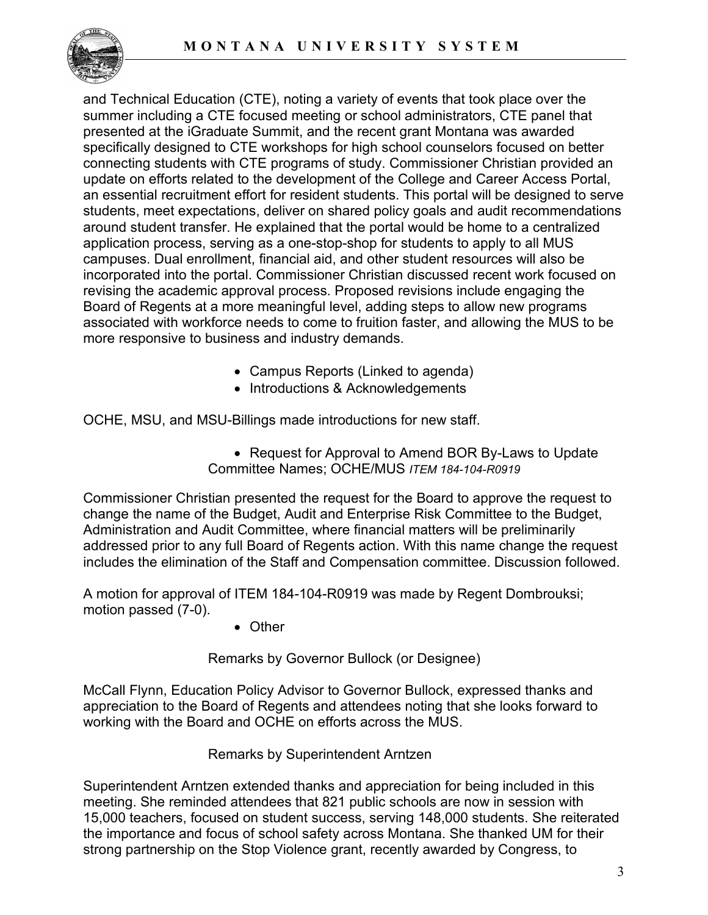and Technical Education (CTE), noting a variety of events that took place over the summer including a CTE focused meeting or school administrators, CTE panel that presented at the iGraduate Summit, and the recent grant Montana was awarded specifically designed to CTE workshops for high school counselors focused on better connecting students with CTE programs of study. Commissioner Christian provided an update on efforts related to the development of the College and Career Access Portal, an essential recruitment effort for resident students. This portal will be designed to serve students, meet expectations, deliver on shared policy goals and audit recommendations around student transfer. He explained that the portal would be home to a centralized application process, serving as a one-stop-shop for students to apply to all MUS campuses. Dual enrollment, financial aid, and other student resources will also be incorporated into the portal. Commissioner Christian discussed recent work focused on revising the academic approval process. Proposed revisions include engaging the Board of Regents at a more meaningful level, adding steps to allow new programs associated with workforce needs to come to fruition faster, and allowing the MUS to be more responsive to business and industry demands.

- Campus Reports (Linked to agenda)
- Introductions & Acknowledgements

OCHE, MSU, and MSU-Billings made introductions for new staff.

- Request for Approval to Amend BOR By-Laws to Update Committee Names; OCHE/MUS *ITEM 184-104-R0919*

Commissioner Christian presented the request for the Board to approve the request to change the name of the Budget, Audit and Enterprise Risk Committee to the Budget, Administration and Audit Committee, where financial matters will be preliminarily addressed prior to any full Board of Regents action. With this name change the request includes the elimination of the Staff and Compensation committee. Discussion followed.

A motion for approval of ITEM 184-104-R0919 was made by Regent Dombrouksi; motion passed (7-0).

- Other

Remarks by Governor Bullock (or Designee)

McCall Flynn, Education Policy Advisor to Governor Bullock, expressed thanks and appreciation to the Board of Regents and attendees noting that she looks forward to working with the Board and OCHE on efforts across the MUS.

Remarks by Superintendent Arntzen

Superintendent Arntzen extended thanks and appreciation for being included in this meeting. She reminded attendees that 821 public schools are now in session with 15,000 teachers, focused on student success, serving 148,000 students. She reiterated the importance and focus of school safety across Montana. She thanked UM for their strong partnership on the Stop Violence grant, recently awarded by Congress, to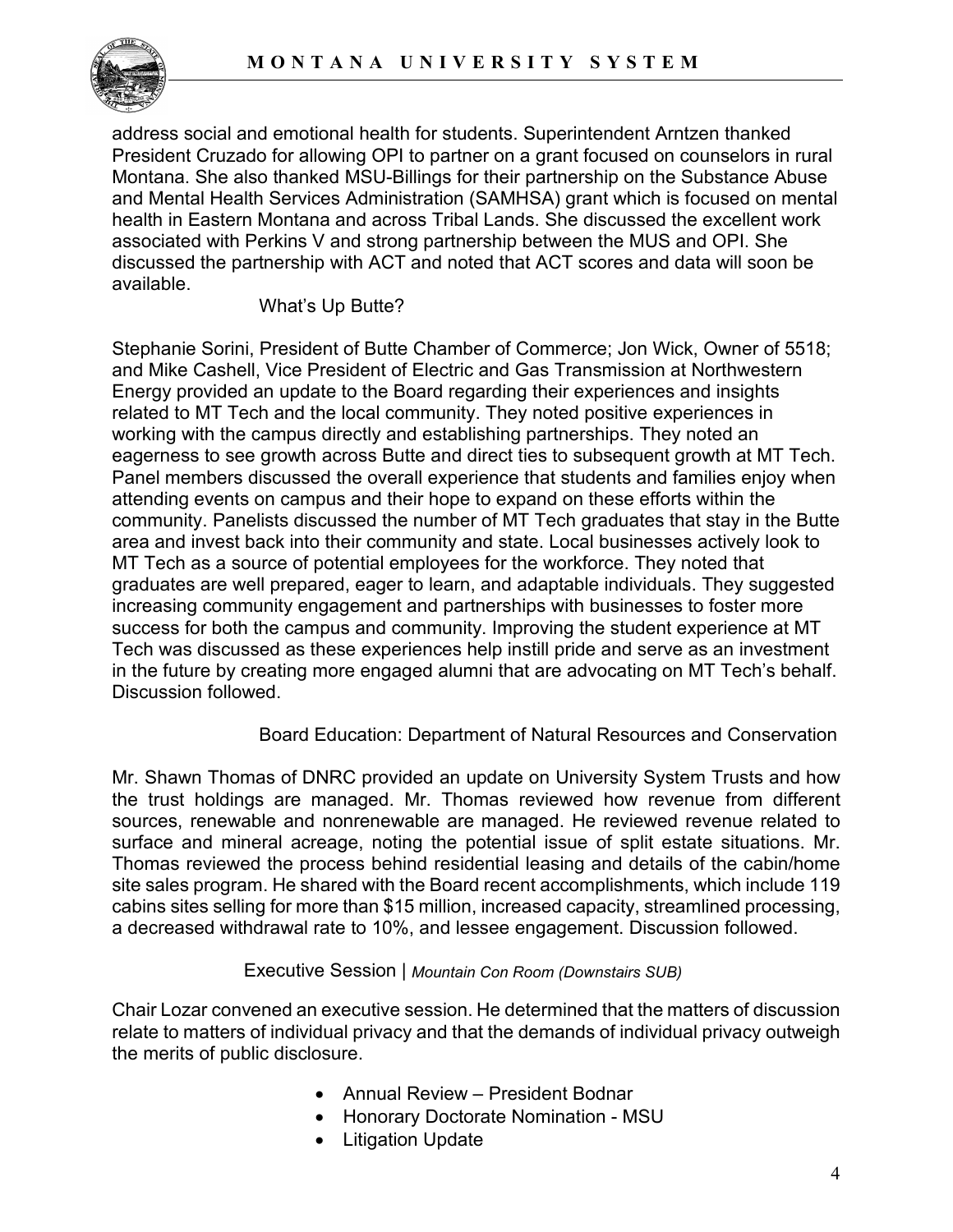address social and emotional health for students. Superintendent Arntzen thanked President Cruzado for allowing OPI to partner on a grant focused on counselors in rural Montana. She also thanked MSU-Billings for their partnership on the Substance Abuse and Mental Health Services Administration (SAMHSA) grant which is focused on mental health in Eastern Montana and across Tribal Lands. She discussed the excellent work associated with Perkins V and strong partnership between the MUS and OPI. She discussed the partnership with ACT and noted that ACT scores and data will soon be available.

### What's Up Butte?

Stephanie Sorini, President of Butte Chamber of Commerce; Jon Wick, Owner of 5518; and Mike Cashell, Vice President of Electric and Gas Transmission at Northwestern Energy provided an update to the Board regarding their experiences and insights related to MT Tech and the local community. They noted positive experiences in working with the campus directly and establishing partnerships. They noted an eagerness to see growth across Butte and direct ties to subsequent growth at MT Tech. Panel members discussed the overall experience that students and families enjoy when attending events on campus and their hope to expand on these efforts within the community. Panelists discussed the number of MT Tech graduates that stay in the Butte area and invest back into their community and state. Local businesses actively look to MT Tech as a source of potential employees for the workforce. They noted that graduates are well prepared, eager to learn, and adaptable individuals. They suggested increasing community engagement and partnerships with businesses to foster more success for both the campus and community. Improving the student experience at MT Tech was discussed as these experiences help instill pride and serve as an investment in the future by creating more engaged alumni that are advocating on MT Tech's behalf. Discussion followed.

### Board Education: Department of Natural Resources and Conservation

Mr. Shawn Thomas of DNRC provided an update on University System Trusts and how the trust holdings are managed. Mr. Thomas reviewed how revenue from different sources, renewable and nonrenewable are managed. He reviewed revenue related to surface and mineral acreage, noting the potential issue of split estate situations. Mr. Thomas reviewed the process behind residential leasing and details of the cabin/home site sales program. He shared with the Board recent accomplishments, which include 119 cabins sites selling for more than $15 million, increased capacity, streamlined processing, a decreased withdrawal rate to 10%, and lessee engagement. Discussion followed.

### Executive Session | *Mountain Con Room (Downstairs SUB)*

Chair Lozar convened an executive session. He determined that the matters of discussion relate to matters of individual privacy and that the demands of individual privacy outweigh the merits of public disclosure.

- Annual Review – President Bodnar
- Honorary Doctorate Nomination - MSU
- Litigation Update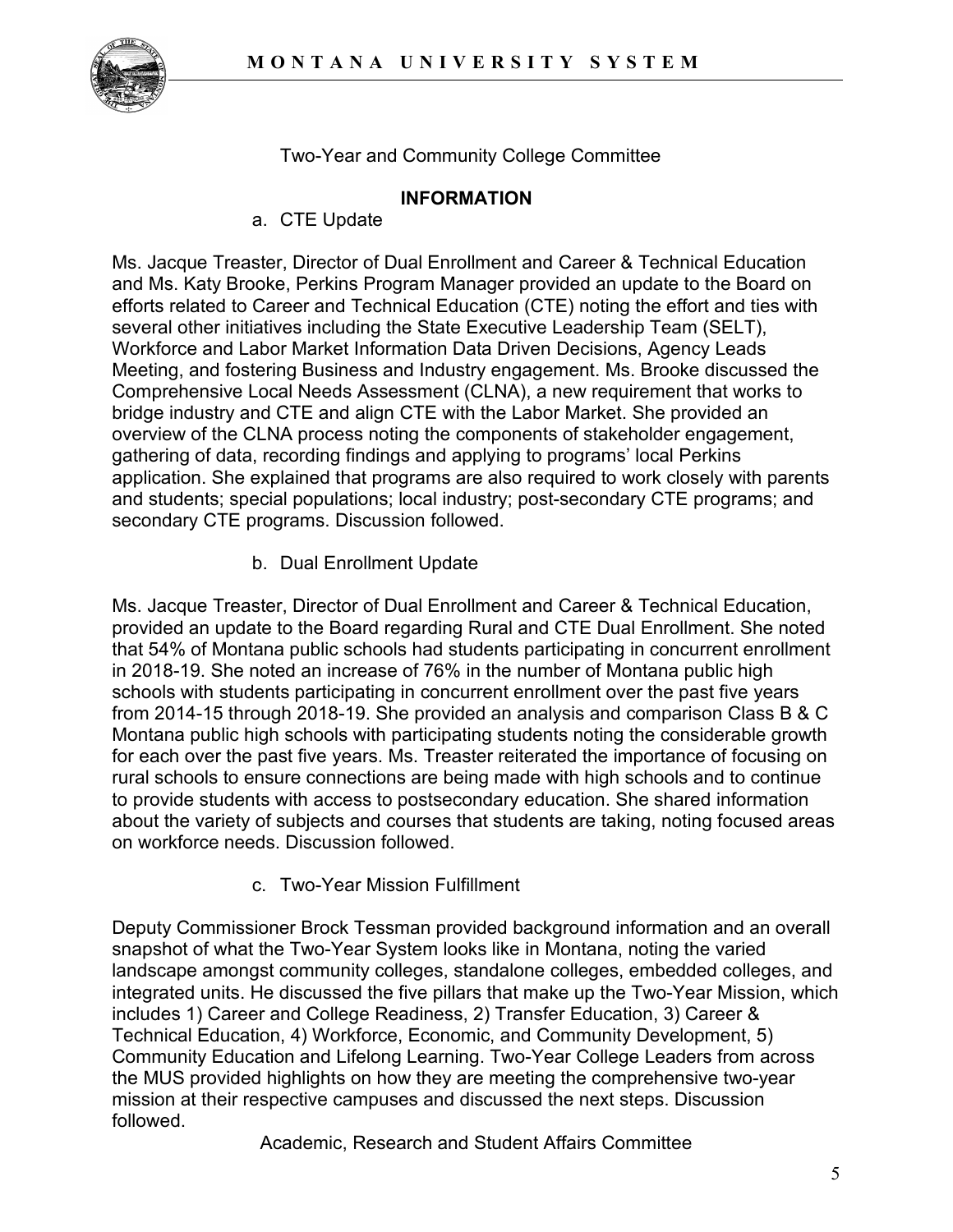Two-Year and Community College Committee

**INFORMATION**

a. CTE Update

Ms. Jacque Treaster, Director of Dual Enrollment and Career & Technical Education and Ms. Katy Brooke, Perkins Program Manager provided an update to the Board on efforts related to Career and Technical Education (CTE) noting the effort and ties with several other initiatives including the State Executive Leadership Team (SELT), Workforce and Labor Market Information Data Driven Decisions, Agency Leads Meeting, and fostering Business and Industry engagement. Ms. Brooke discussed the Comprehensive Local Needs Assessment (CLNA), a new requirement that works to bridge industry and CTE and align CTE with the Labor Market. She provided an overview of the CLNA process noting the components of stakeholder engagement, gathering of data, recording findings and applying to programs' local Perkins application. She explained that programs are also required to work closely with parents and students; special populations; local industry; post-secondary CTE programs; and secondary CTE programs. Discussion followed.

b. Dual Enrollment Update

Ms. Jacque Treaster, Director of Dual Enrollment and Career & Technical Education, provided an update to the Board regarding Rural and CTE Dual Enrollment. She noted that 54% of Montana public schools had students participating in concurrent enrollment in 2018-19. She noted an increase of 76% in the number of Montana public high schools with students participating in concurrent enrollment over the past five years from 2014-15 through 2018-19. She provided an analysis and comparison Class B & C Montana public high schools with participating students noting the considerable growth for each over the past five years. Ms. Treaster reiterated the importance of focusing on rural schools to ensure connections are being made with high schools and to continue to provide students with access to postsecondary education. She shared information about the variety of subjects and courses that students are taking, noting focused areas on workforce needs. Discussion followed.

c. Two-Year Mission Fulfillment

Deputy Commissioner Brock Tessman provided background information and an overall snapshot of what the Two-Year System looks like in Montana, noting the varied landscape amongst community colleges, standalone colleges, embedded colleges, and integrated units. He discussed the five pillars that make up the Two-Year Mission, which includes 1) Career and College Readiness, 2) Transfer Education, 3) Career & Technical Education, 4) Workforce, Economic, and Community Development, 5) Community Education and Lifelong Learning. Two-Year College Leaders from across the MUS provided highlights on how they are meeting the comprehensive two-year mission at their respective campuses and discussed the next steps. Discussion followed.

Academic, Research and Student Affairs Committee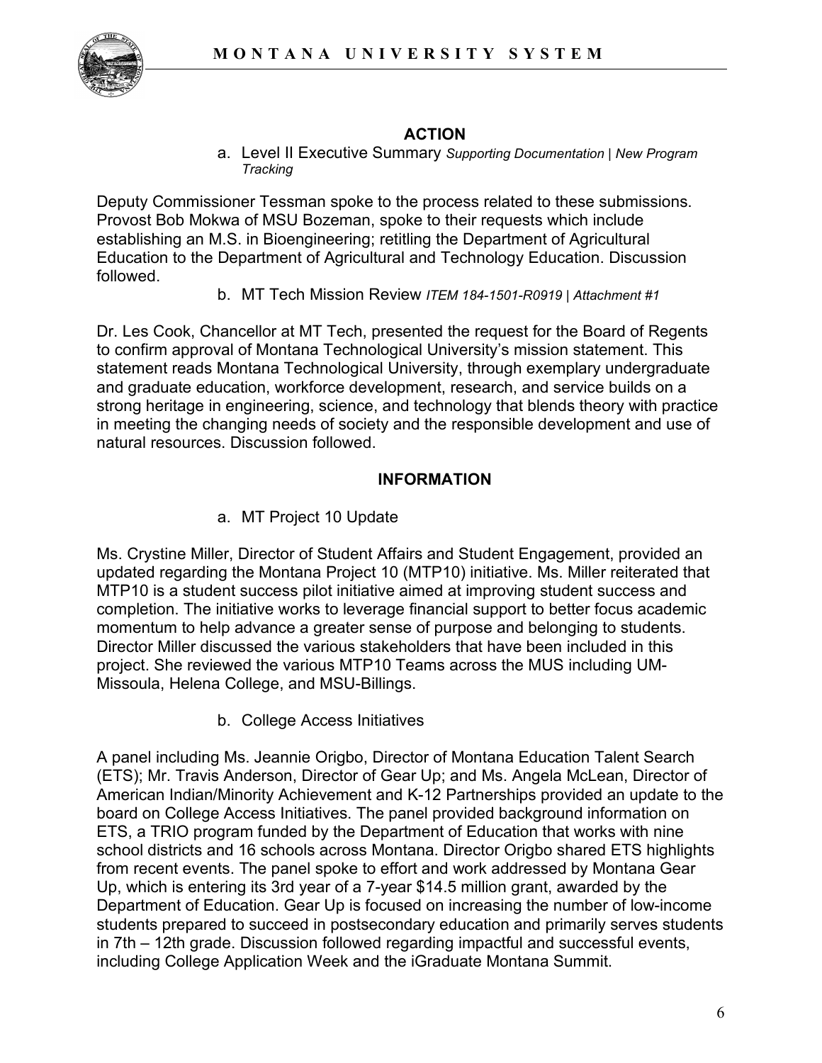### ACTION

a. Level II Executive Summary *Supporting Documentation | New Program Tracking*

Deputy Commissioner Tessman spoke to the process related to these submissions. Provost Bob Mokwa of MSU Bozeman, spoke to their requests which include establishing an M.S. in Bioengineering; retitling the Department of Agricultural Education to the Department of Agricultural and Technology Education. Discussion followed.

b. MT Tech Mission Review *ITEM 184-1501-R0919 | Attachment #1*

Dr. Les Cook, Chancellor at MT Tech, presented the request for the Board of Regents to confirm approval of Montana Technological University's mission statement. This statement reads Montana Technological University, through exemplary undergraduate and graduate education, workforce development, research, and service builds on a strong heritage in engineering, science, and technology that blends theory with practice in meeting the changing needs of society and the responsible development and use of natural resources. Discussion followed.

### INFORMATION

a. MT Project 10 Update

Ms. Crystine Miller, Director of Student Affairs and Student Engagement, provided an updated regarding the Montana Project 10 (MTP10) initiative. Ms. Miller reiterated that MTP10 is a student success pilot initiative aimed at improving student success and completion. The initiative works to leverage financial support to better focus academic momentum to help advance a greater sense of purpose and belonging to students. Director Miller discussed the various stakeholders that have been included in this project. She reviewed the various MTP10 Teams across the MUS including UM-Missoula, Helena College, and MSU-Billings.

b. College Access Initiatives

A panel including Ms. Jeannie Origbo, Director of Montana Education Talent Search (ETS); Mr. Travis Anderson, Director of Gear Up; and Ms. Angela McLean, Director of American Indian/Minority Achievement and K-12 Partnerships provided an update to the board on College Access Initiatives. The panel provided background information on ETS, a TRIO program funded by the Department of Education that works with nine school districts and 16 schools across Montana. Director Origbo shared ETS highlights from recent events. The panel spoke to effort and work addressed by Montana Gear Up, which is entering its 3rd year of a 7-year $14.5 million grant, awarded by the Department of Education. Gear Up is focused on increasing the number of low-income students prepared to succeed in postsecondary education and primarily serves students in 7th – 12th grade. Discussion followed regarding impactful and successful events, including College Application Week and the iGraduate Montana Summit.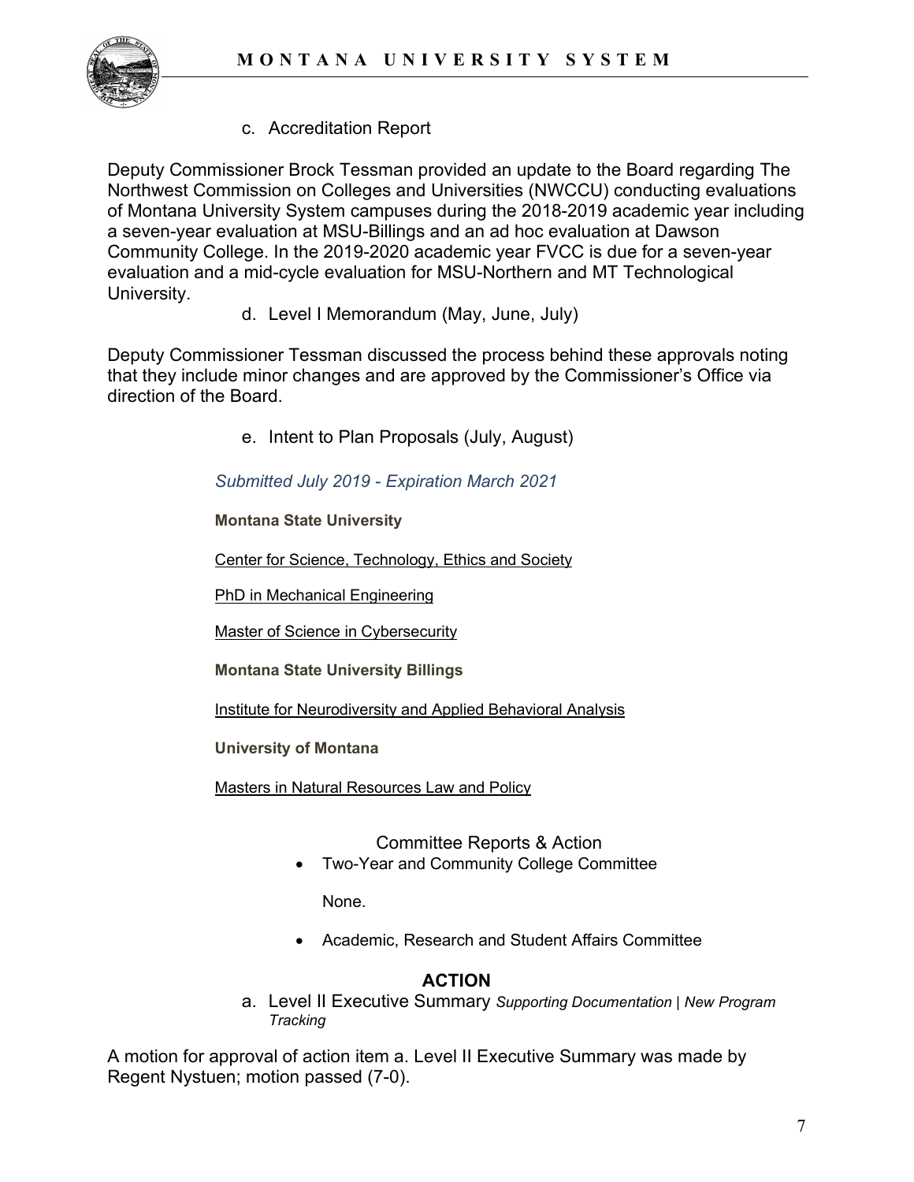c. Accreditation Report

Deputy Commissioner Brock Tessman provided an update to the Board regarding The Northwest Commission on Colleges and Universities (NWCCU) conducting evaluations of Montana University System campuses during the 2018-2019 academic year including a seven-year evaluation at MSU-Billings and an ad hoc evaluation at Dawson Community College. In the 2019-2020 academic year FVCC is due for a seven-year evaluation and a mid-cycle evaluation for MSU-Northern and MT Technological University.

d. Level I Memorandum (May, June, July)

Deputy Commissioner Tessman discussed the process behind these approvals noting that they include minor changes and are approved by the Commissioner's Office via direction of the Board.

e. Intent to Plan Proposals (July, August)

*Submitted July 2019 - Expiration March 2021*

**Montana State University**

Center for Science, Technology, Ethics and Society

PhD in Mechanical Engineering

Master of Science in Cybersecurity

**Montana State University Billings**

Institute for Neurodiversity and Applied Behavioral Analysis

**University of Montana**

Masters in Natural Resources Law and Policy

Committee Reports & Action

- Two-Year and Community College Committee

  None.

- Academic, Research and Student Affairs Committee

**ACTION**

a. Level II Executive Summary *Supporting Documentation | New Program Tracking*

A motion for approval of action item a. Level II Executive Summary was made by Regent Nystuen; motion passed (7-0).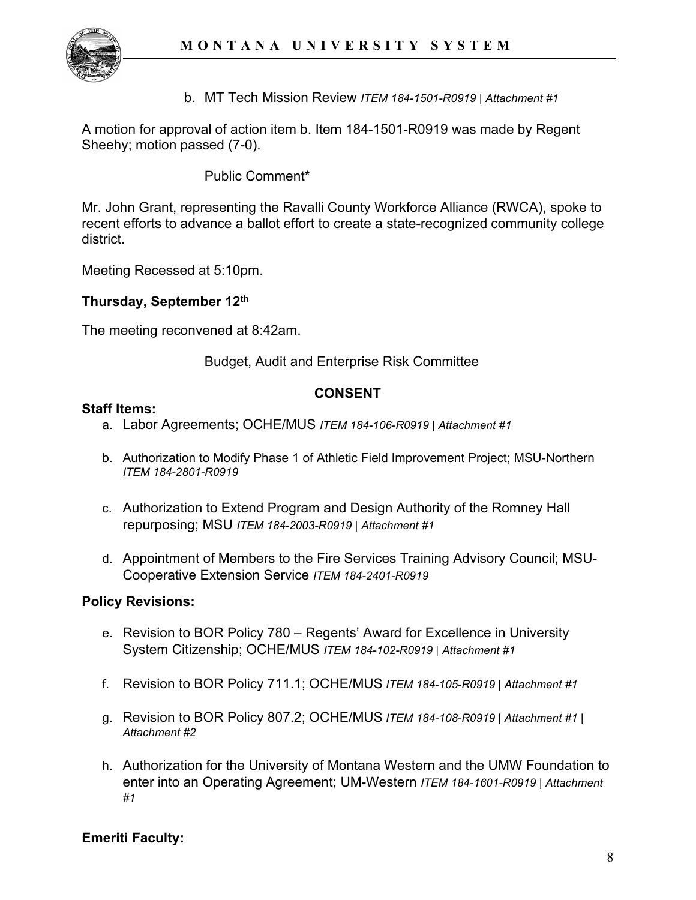b. MT Tech Mission Review *ITEM 184-1501-R0919 | Attachment #1*

A motion for approval of action item b. Item 184-1501-R0919 was made by Regent Sheehy; motion passed (7-0).

Public Comment*

Mr. John Grant, representing the Ravalli County Workforce Alliance (RWCA), spoke to recent efforts to advance a ballot effort to create a state-recognized community college district.

Meeting Recessed at 5:10pm.

**Thursday, September 12th**

The meeting reconvened at 8:42am.

Budget, Audit and Enterprise Risk Committee

**CONSENT**

**Staff Items:**

a. Labor Agreements; OCHE/MUS *ITEM 184-106-R0919 | Attachment #1*

b. Authorization to Modify Phase 1 of Athletic Field Improvement Project; MSU-Northern *ITEM 184-2801-R0919*

c. Authorization to Extend Program and Design Authority of the Romney Hall repurposing; MSU *ITEM 184-2003-R0919 | Attachment #1*

d. Appointment of Members to the Fire Services Training Advisory Council; MSU-Cooperative Extension Service *ITEM 184-2401-R0919*

**Policy Revisions:**

e. Revision to BOR Policy 780 – Regents' Award for Excellence in University System Citizenship; OCHE/MUS *ITEM 184-102-R0919 | Attachment #1*

f. Revision to BOR Policy 711.1; OCHE/MUS *ITEM 184-105-R0919 | Attachment #1*

g. Revision to BOR Policy 807.2; OCHE/MUS *ITEM 184-108-R0919 | Attachment #1 | Attachment #2*

h. Authorization for the University of Montana Western and the UMW Foundation to enter into an Operating Agreement; UM-Western *ITEM 184-1601-R0919 | Attachment #1*

**Emeriti Faculty:**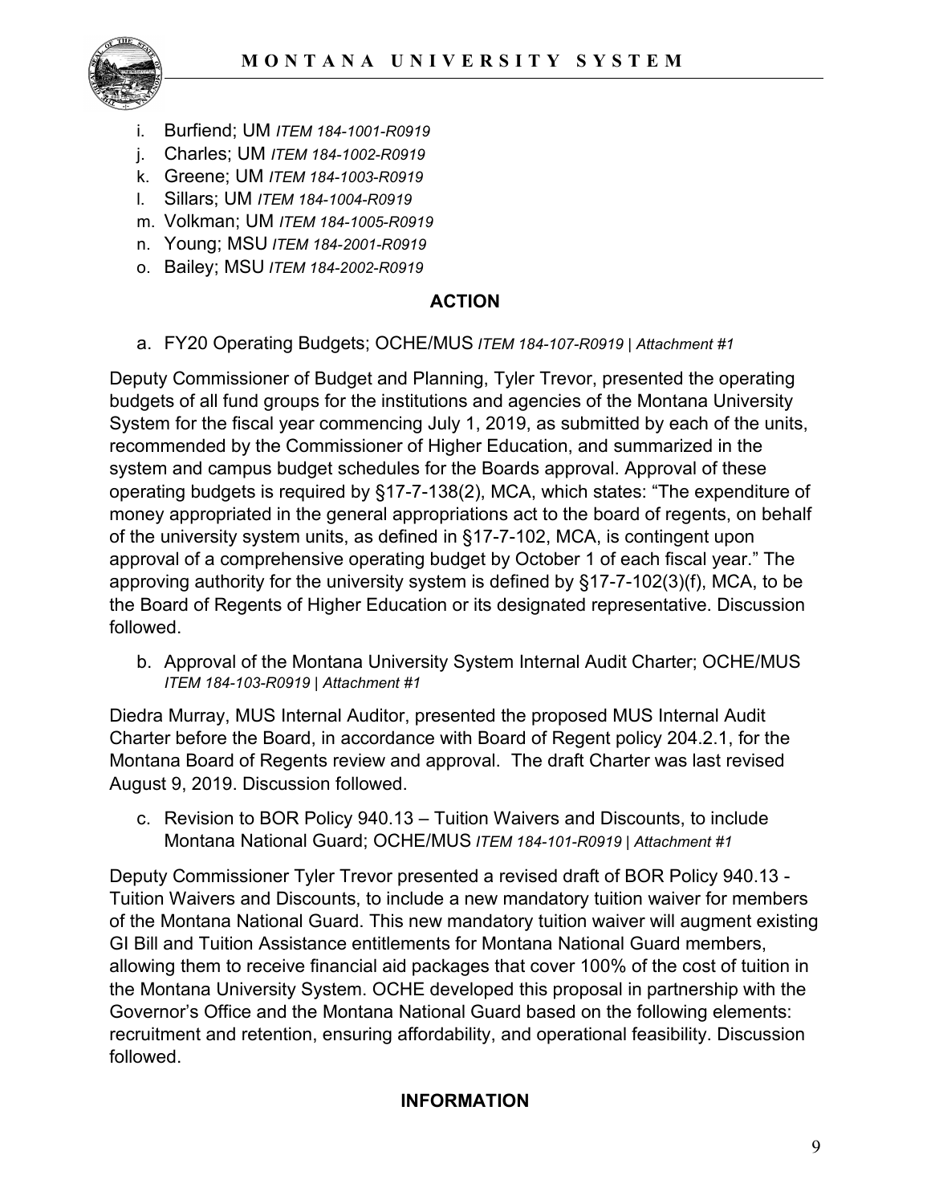i. Burfiend; UM *ITEM 184-1001-R0919*
j. Charles; UM *ITEM 184-1002-R0919*
k. Greene; UM *ITEM 184-1003-R0919*
l. Sillars; UM *ITEM 184-1004-R0919*
m. Volkman; UM *ITEM 184-1005-R0919*
n. Young; MSU *ITEM 184-2001-R0919*
o. Bailey; MSU *ITEM 184-2002-R0919*

## ACTION

a. FY20 Operating Budgets; OCHE/MUS *ITEM 184-107-R0919 | Attachment #1*

Deputy Commissioner of Budget and Planning, Tyler Trevor, presented the operating budgets of all fund groups for the institutions and agencies of the Montana University System for the fiscal year commencing July 1, 2019, as submitted by each of the units, recommended by the Commissioner of Higher Education, and summarized in the system and campus budget schedules for the Boards approval. Approval of these operating budgets is required by §17-7-138(2), MCA, which states: "The expenditure of money appropriated in the general appropriations act to the board of regents, on behalf of the university system units, as defined in §17-7-102, MCA, is contingent upon approval of a comprehensive operating budget by October 1 of each fiscal year." The approving authority for the university system is defined by §17-7-102(3)(f), MCA, to be the Board of Regents of Higher Education or its designated representative. Discussion followed.

b. Approval of the Montana University System Internal Audit Charter; OCHE/MUS *ITEM 184-103-R0919 | Attachment #1*

Diedra Murray, MUS Internal Auditor, presented the proposed MUS Internal Audit Charter before the Board, in accordance with Board of Regent policy 204.2.1, for the Montana Board of Regents review and approval. The draft Charter was last revised August 9, 2019. Discussion followed.

c. Revision to BOR Policy 940.13 – Tuition Waivers and Discounts, to include Montana National Guard; OCHE/MUS *ITEM 184-101-R0919 | Attachment #1*

Deputy Commissioner Tyler Trevor presented a revised draft of BOR Policy 940.13 - Tuition Waivers and Discounts, to include a new mandatory tuition waiver for members of the Montana National Guard. This new mandatory tuition waiver will augment existing GI Bill and Tuition Assistance entitlements for Montana National Guard members, allowing them to receive financial aid packages that cover 100% of the cost of tuition in the Montana University System. OCHE developed this proposal in partnership with the Governor's Office and the Montana National Guard based on the following elements: recruitment and retention, ensuring affordability, and operational feasibility. Discussion followed.

## INFORMATION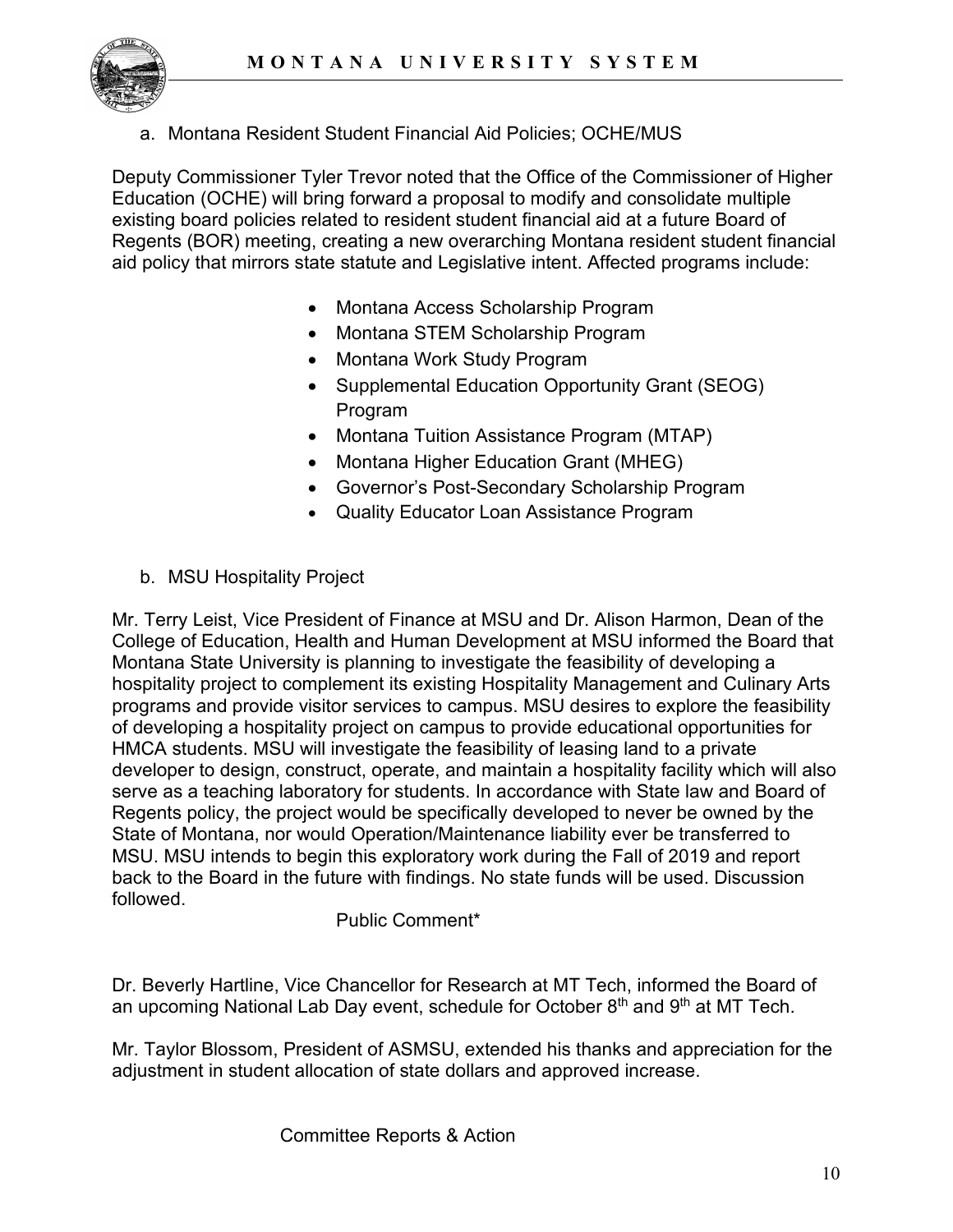a. Montana Resident Student Financial Aid Policies; OCHE/MUS

Deputy Commissioner Tyler Trevor noted that the Office of the Commissioner of Higher Education (OCHE) will bring forward a proposal to modify and consolidate multiple existing board policies related to resident student financial aid at a future Board of Regents (BOR) meeting, creating a new overarching Montana resident student financial aid policy that mirrors state statute and Legislative intent. Affected programs include:

- Montana Access Scholarship Program
- Montana STEM Scholarship Program
- Montana Work Study Program
- Supplemental Education Opportunity Grant (SEOG) Program
- Montana Tuition Assistance Program (MTAP)
- Montana Higher Education Grant (MHEG)
- Governor's Post-Secondary Scholarship Program
- Quality Educator Loan Assistance Program

b. MSU Hospitality Project

Mr. Terry Leist, Vice President of Finance at MSU and Dr. Alison Harmon, Dean of the College of Education, Health and Human Development at MSU informed the Board that Montana State University is planning to investigate the feasibility of developing a hospitality project to complement its existing Hospitality Management and Culinary Arts programs and provide visitor services to campus. MSU desires to explore the feasibility of developing a hospitality project on campus to provide educational opportunities for HMCA students. MSU will investigate the feasibility of leasing land to a private developer to design, construct, operate, and maintain a hospitality facility which will also serve as a teaching laboratory for students. In accordance with State law and Board of Regents policy, the project would be specifically developed to never be owned by the State of Montana, nor would Operation/Maintenance liability ever be transferred to MSU. MSU intends to begin this exploratory work during the Fall of 2019 and report back to the Board in the future with findings. No state funds will be used. Discussion followed.

Public Comment*

Dr. Beverly Hartline, Vice Chancellor for Research at MT Tech, informed the Board of an upcoming National Lab Day event, schedule for October 8th and 9th at MT Tech.

Mr. Taylor Blossom, President of ASMSU, extended his thanks and appreciation for the adjustment in student allocation of state dollars and approved increase.

Committee Reports & Action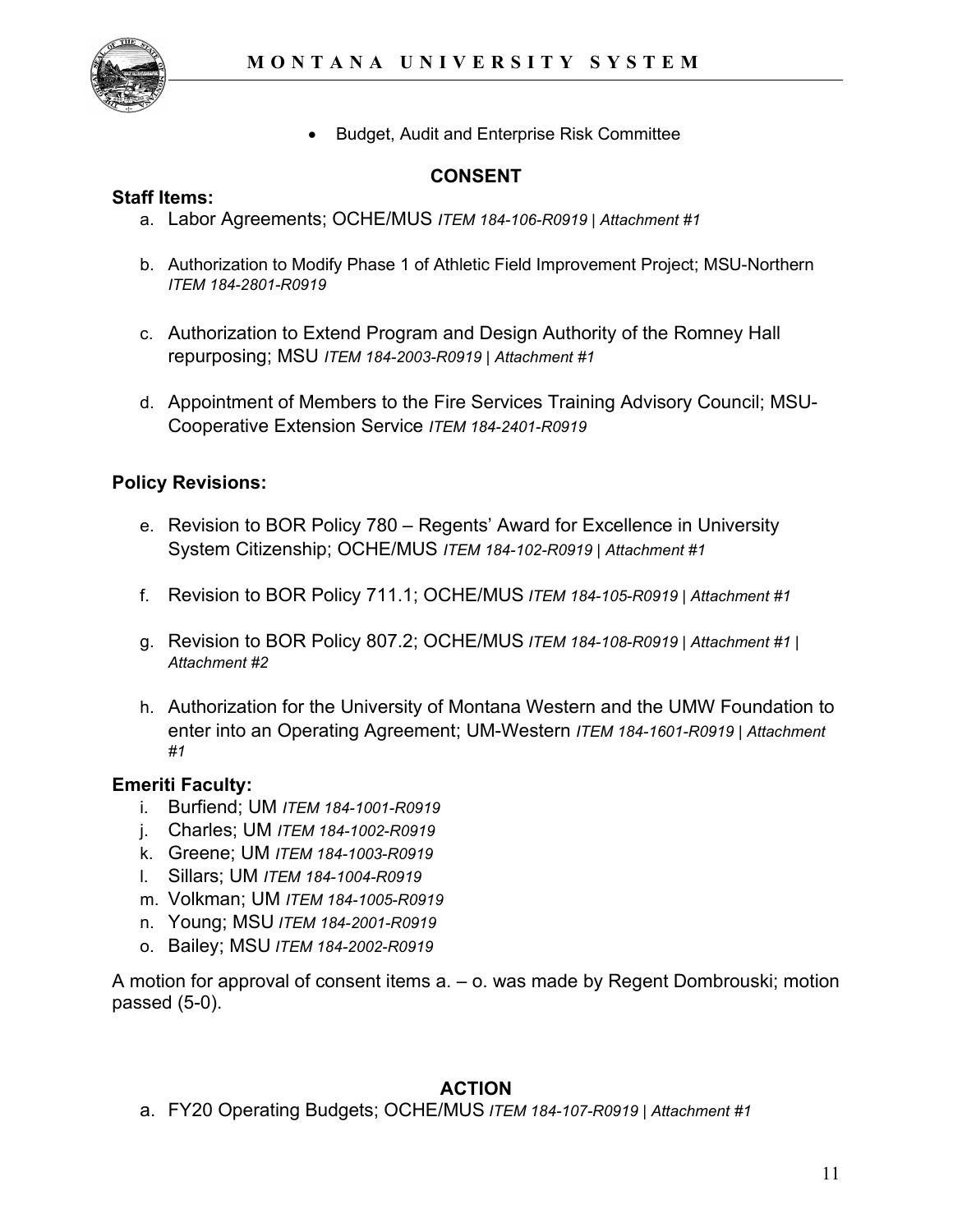- Budget, Audit and Enterprise Risk Committee

**CONSENT**

**Staff Items:**

a. Labor Agreements; OCHE/MUS *ITEM 184-106-R0919 | Attachment #1*

b. Authorization to Modify Phase 1 of Athletic Field Improvement Project; MSU-Northern *ITEM 184-2801-R0919*

c. Authorization to Extend Program and Design Authority of the Romney Hall repurposing; MSU *ITEM 184-2003-R0919 | Attachment #1*

d. Appointment of Members to the Fire Services Training Advisory Council; MSU-Cooperative Extension Service *ITEM 184-2401-R0919*

**Policy Revisions:**

e. Revision to BOR Policy 780 – Regents' Award for Excellence in University System Citizenship; OCHE/MUS *ITEM 184-102-R0919 | Attachment #1*

f. Revision to BOR Policy 711.1; OCHE/MUS *ITEM 184-105-R0919 | Attachment #1*

g. Revision to BOR Policy 807.2; OCHE/MUS *ITEM 184-108-R0919 | Attachment #1 | Attachment #2*

h. Authorization for the University of Montana Western and the UMW Foundation to enter into an Operating Agreement; UM-Western *ITEM 184-1601-R0919 | Attachment #1*

**Emeriti Faculty:**

i. Burfiend; UM *ITEM 184-1001-R0919*
j. Charles; UM *ITEM 184-1002-R0919*
k. Greene; UM *ITEM 184-1003-R0919*
l. Sillars; UM *ITEM 184-1004-R0919*
m. Volkman; UM *ITEM 184-1005-R0919*
n. Young; MSU *ITEM 184-2001-R0919*
o. Bailey; MSU *ITEM 184-2002-R0919*

A motion for approval of consent items a. – o. was made by Regent Dombrouski; motion passed (5-0).

**ACTION**

a. FY20 Operating Budgets; OCHE/MUS *ITEM 184-107-R0919 | Attachment #1*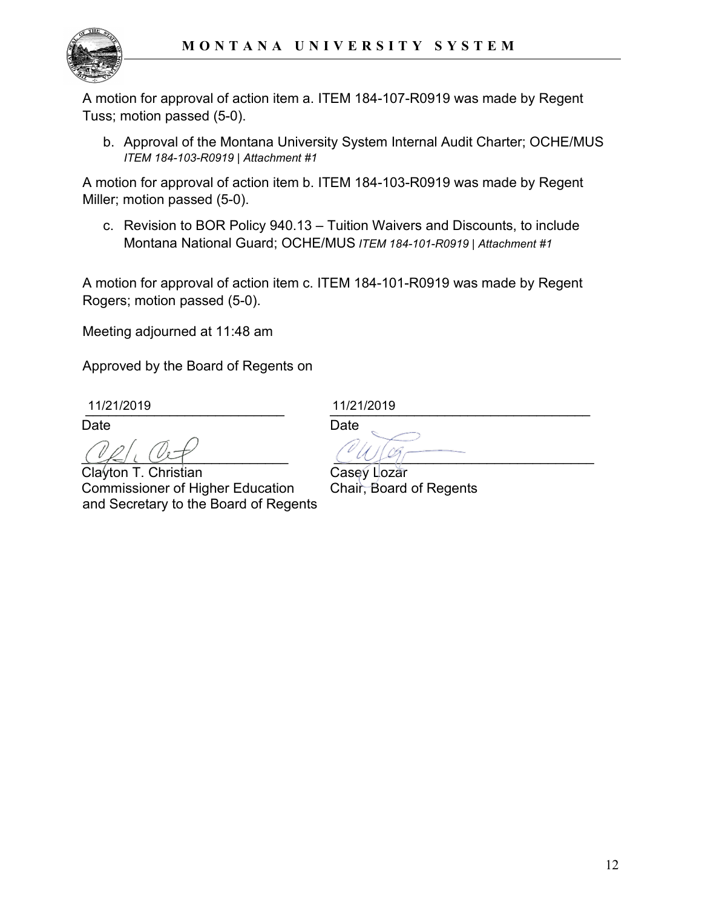A motion for approval of action item a. ITEM 184-107-R0919 was made by Regent Tuss; motion passed (5-0).

b. Approval of the Montana University System Internal Audit Charter; OCHE/MUS *ITEM 184-103-R0919 | Attachment #1*

A motion for approval of action item b. ITEM 184-103-R0919 was made by Regent Miller; motion passed (5-0).

c. Revision to BOR Policy 940.13 – Tuition Waivers and Discounts, to include Montana National Guard; OCHE/MUS *ITEM 184-101-R0919 | Attachment #1*

A motion for approval of action item c. ITEM 184-101-R0919 was made by Regent Rogers; motion passed (5-0).

Meeting adjourned at 11:48 am

Approved by the Board of Regents on

| | |
|---|---|
| 11/21/2019 | 11/21/2019 |
| Date | Date |
| Clayton T. Christian<br>Commissioner of Higher Education<br>and Secretary to the Board of Regents | Casey Lozar<br>Chair, Board of Regents |